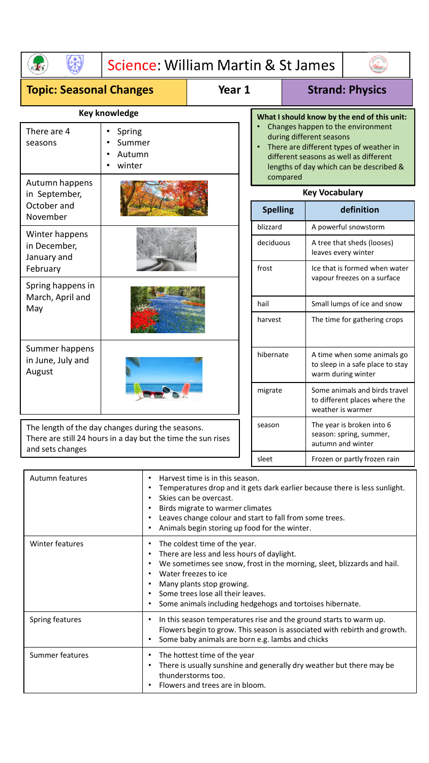# Science: William Martin & St James

| Topic: Seasonal Changes | Year 1 | Strand: Physics |
|---|---|---|

## Key knowledge

| | |
|---|---|
| There are 4 seasons | • Spring<br>• Summer<br>• Autumn<br>• winter |
| Autumn happens in September, October and November | |
| Winter happens in December, January and February | |
| Spring happens in March, April and May | |
| Summer happens in June, July and August | |

The length of the day changes during the seasons.
There are still 24 hours in a day but the time the sun rises and sets changes

**What I should know by the end of this unit:**

- Changes happen to the environment during different seasons
- There are different types of weather in different seasons as well as different lengths of day which can be described & compared

## Key Vocabulary

| Spelling | definition |
|---|---|
| blizzard | A powerful snowstorm |
| deciduous | A tree that sheds (looses) leaves every winter |
| frost | Ice that is formed when water vapour freezes on a surface |
| hail | Small lumps of ice and snow |
| harvest | The time for gathering crops |
| hibernate | A time when some animals go to sleep in a safe place to stay warm during winter |
| migrate | Some animals and birds travel to different places where the weather is warmer |
| season | The year is broken into 6 season: spring, summer, autumn and winter |
| sleet | Frozen or partly frozen rain |

| | |
|---|---|
| Autumn features | • Harvest time is in this season.<br>• Temperatures drop and it gets dark earlier because there is less sunlight.<br>• Skies can be overcast.<br>• Birds migrate to warmer climates<br>• Leaves change colour and start to fall from some trees.<br>• Animals begin storing up food for the winter. |
| Winter features | • The coldest time of the year.<br>• There are less and less hours of daylight.<br>• We sometimes see snow, frost in the morning, sleet, blizzards and hail.<br>• Water freezes to ice<br>• Many plants stop growing.<br>• Some trees lose all their leaves.<br>• Some animals including hedgehogs and tortoises hibernate. |
| Spring features | • In this season temperatures rise and the ground starts to warm up. Flowers begin to grow. This season is associated with rebirth and growth.<br>• Some baby animals are born e.g. lambs and chicks |
| Summer features | • The hottest time of the year<br>• There is usually sunshine and generally dry weather but there may be thunderstorms too.<br>• Flowers and trees are in bloom. |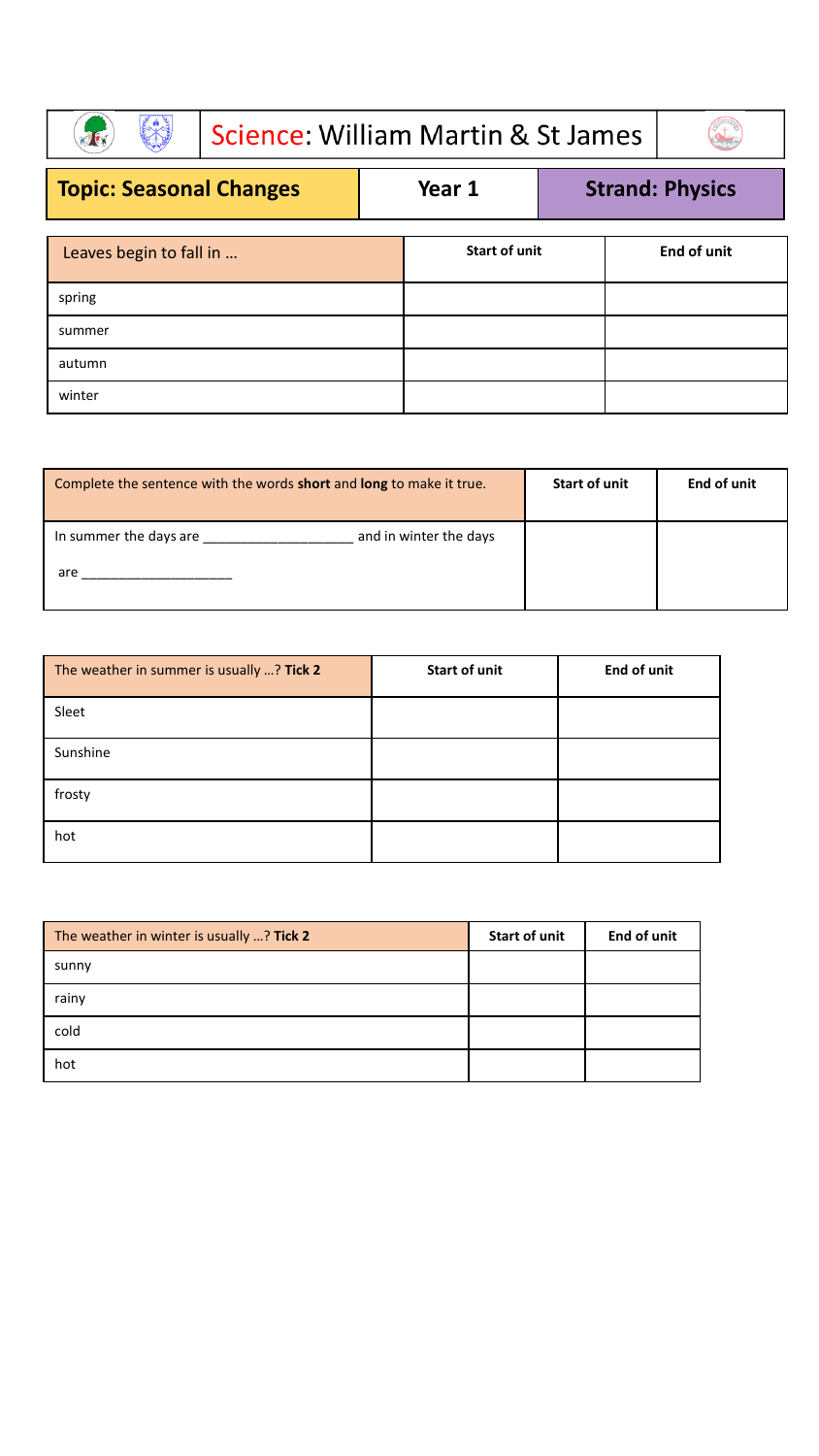# Science: William Martin & St James

| Topic: Seasonal Changes | Year 1 | Strand: Physics |
|---|---|---|

| Leaves begin to fall in … | Start of unit | End of unit |
|---|---|---|
| spring | | |
| summer | | |
| autumn | | |
| winter | | |

| Complete the sentence with the words **short** and **long** to make it true. | Start of unit | End of unit |
|---|---|---|
| In summer the days are ___________________ and in winter the days are ___________________ | | |

| The weather in summer is usually …? **Tick 2** | Start of unit | End of unit |
|---|---|---|
| Sleet | | |
| Sunshine | | |
| frosty | | |
| hot | | |

| The weather in winter is usually …? **Tick 2** | Start of unit | End of unit |
|---|---|---|
| sunny | | |
| rainy | | |
| cold | | |
| hot | | |